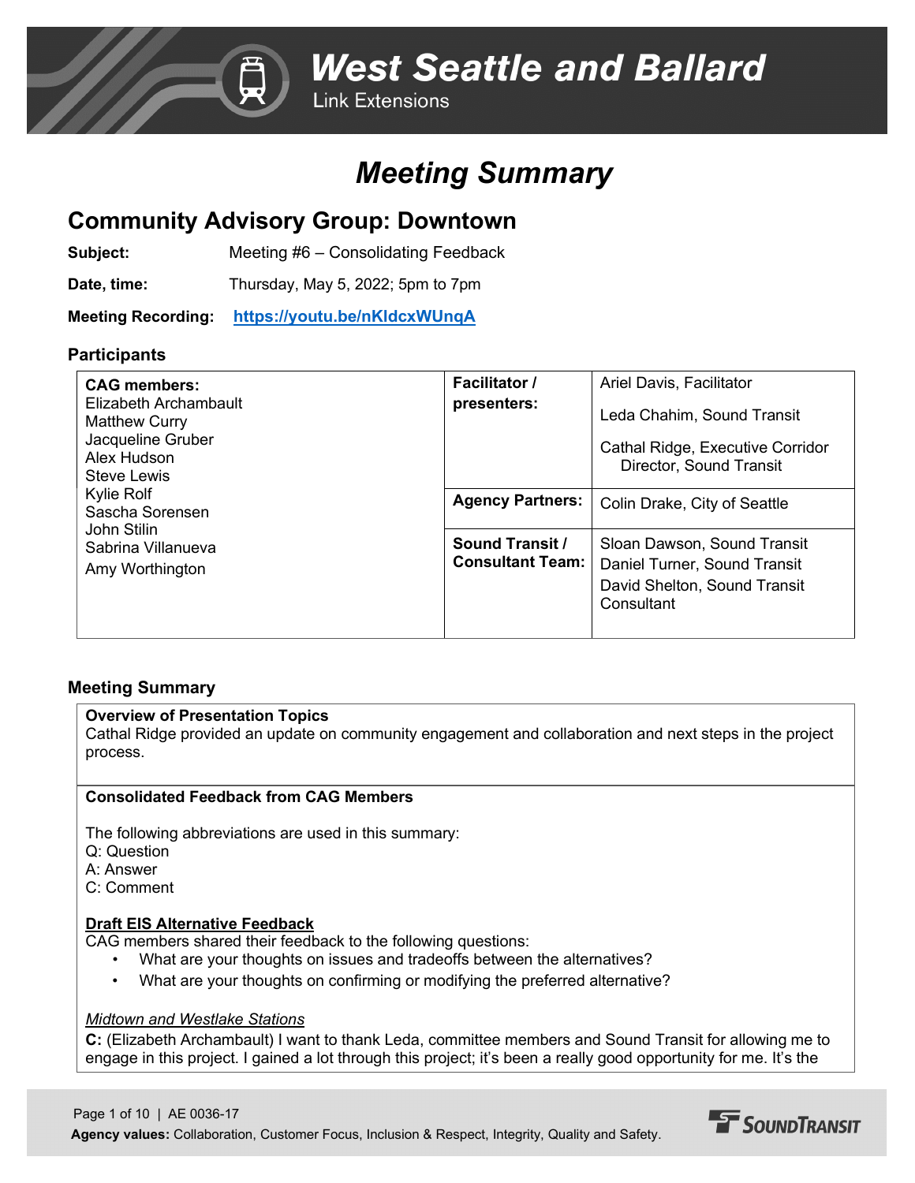# West Seattle and Ballard

Link Extensions

# Meeting Summary

## Community Advisory Group: Downtown

**Subject:** Meeting #6 – Consolidating Feedback

**Date, time:** Thursday, May 5, 2022; 5pm to 7pm

**Meeting Recording:** https://youtu.be/nKldcxWUnqA

### Participants

| CAG members: | Facilitator / presenters: | Ariel Davis, Facilitator<br>Leda Chahim, Sound Transit<br>Cathal Ridge, Executive Corridor Director, Sound Transit |
|---|---|---|
| Elizabeth Archambault<br>Matthew Curry<br>Jacqueline Gruber<br>Alex Hudson<br>Steve Lewis<br>Kylie Rolf<br>Sascha Sorensen<br>John Stilin<br>Sabrina Villanueva<br>Amy Worthington | Agency Partners: | Colin Drake, City of Seattle |
| | Sound Transit / Consultant Team: | Sloan Dawson, Sound Transit<br>Daniel Turner, Sound Transit<br>David Shelton, Sound Transit Consultant |

### Meeting Summary

**Overview of Presentation Topics**

Cathal Ridge provided an update on community engagement and collaboration and next steps in the project process.

**Consolidated Feedback from CAG Members**

The following abbreviations are used in this summary:
Q: Question
A: Answer
C: Comment

**Draft EIS Alternative Feedback**

CAG members shared their feedback to the following questions:

- What are your thoughts on issues and tradeoffs between the alternatives?
- What are your thoughts on confirming or modifying the preferred alternative?

*Midtown and Westlake Stations*

**C:** (Elizabeth Archambault) I want to thank Leda, committee members and Sound Transit for allowing me to engage in this project. I gained a lot through this project; it's been a really good opportunity for me. It's the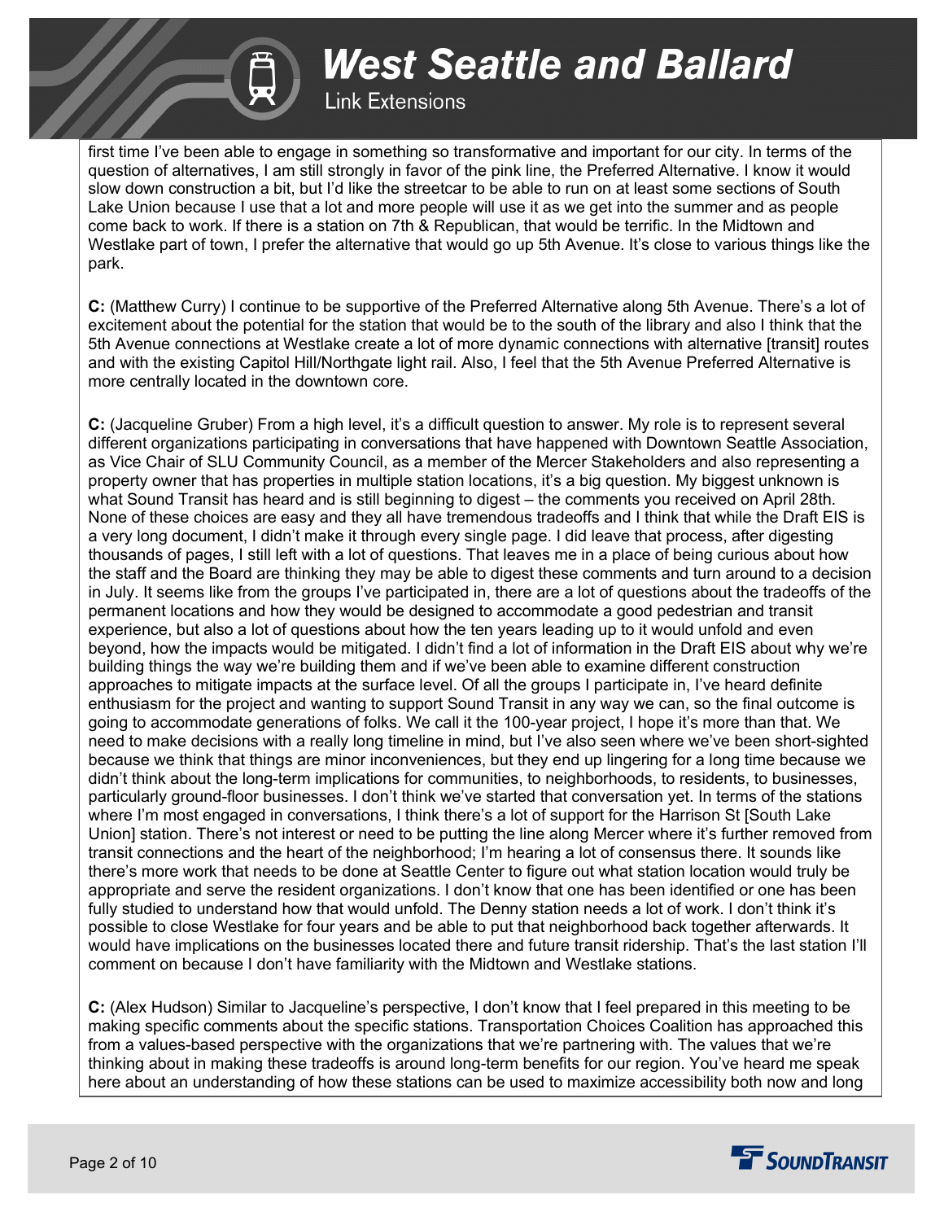first time I've been able to engage in something so transformative and important for our city. In terms of the question of alternatives, I am still strongly in favor of the pink line, the Preferred Alternative. I know it would slow down construction a bit, but I'd like the streetcar to be able to run on at least some sections of South Lake Union because I use that a lot and more people will use it as we get into the summer and as people come back to work. If there is a station on 7th & Republican, that would be terrific. In the Midtown and Westlake part of town, I prefer the alternative that would go up 5th Avenue. It's close to various things like the park.

**C:** (Matthew Curry) I continue to be supportive of the Preferred Alternative along 5th Avenue. There's a lot of excitement about the potential for the station that would be to the south of the library and also I think that the 5th Avenue connections at Westlake create a lot of more dynamic connections with alternative [transit] routes and with the existing Capitol Hill/Northgate light rail. Also, I feel that the 5th Avenue Preferred Alternative is more centrally located in the downtown core.

**C:** (Jacqueline Gruber) From a high level, it's a difficult question to answer. My role is to represent several different organizations participating in conversations that have happened with Downtown Seattle Association, as Vice Chair of SLU Community Council, as a member of the Mercer Stakeholders and also representing a property owner that has properties in multiple station locations, it's a big question. My biggest unknown is what Sound Transit has heard and is still beginning to digest – the comments you received on April 28th. None of these choices are easy and they all have tremendous tradeoffs and I think that while the Draft EIS is a very long document, I didn't make it through every single page. I did leave that process, after digesting thousands of pages, I still left with a lot of questions. That leaves me in a place of being curious about how the staff and the Board are thinking they may be able to digest these comments and turn around to a decision in July. It seems like from the groups I've participated in, there are a lot of questions about the tradeoffs of the permanent locations and how they would be designed to accommodate a good pedestrian and transit experience, but also a lot of questions about how the ten years leading up to it would unfold and even beyond, how the impacts would be mitigated. I didn't find a lot of information in the Draft EIS about why we're building things the way we're building them and if we've been able to examine different construction approaches to mitigate impacts at the surface level. Of all the groups I participate in, I've heard definite enthusiasm for the project and wanting to support Sound Transit in any way we can, so the final outcome is going to accommodate generations of folks. We call it the 100-year project, I hope it's more than that. We need to make decisions with a really long timeline in mind, but I've also seen where we've been short-sighted because we think that things are minor inconveniences, but they end up lingering for a long time because we didn't think about the long-term implications for communities, to neighborhoods, to residents, to businesses, particularly ground-floor businesses. I don't think we've started that conversation yet. In terms of the stations where I'm most engaged in conversations, I think there's a lot of support for the Harrison St [South Lake Union] station. There's not interest or need to be putting the line along Mercer where it's further removed from transit connections and the heart of the neighborhood; I'm hearing a lot of consensus there. It sounds like there's more work that needs to be done at Seattle Center to figure out what station location would truly be appropriate and serve the resident organizations. I don't know that one has been identified or one has been fully studied to understand how that would unfold. The Denny station needs a lot of work. I don't think it's possible to close Westlake for four years and be able to put that neighborhood back together afterwards. It would have implications on the businesses located there and future transit ridership. That's the last station I'll comment on because I don't have familiarity with the Midtown and Westlake stations.

**C:** (Alex Hudson) Similar to Jacqueline's perspective, I don't know that I feel prepared in this meeting to be making specific comments about the specific stations. Transportation Choices Coalition has approached this from a values-based perspective with the organizations that we're partnering with. The values that we're thinking about in making these tradeoffs is around long-term benefits for our region. You've heard me speak here about an understanding of how these stations can be used to maximize accessibility both now and long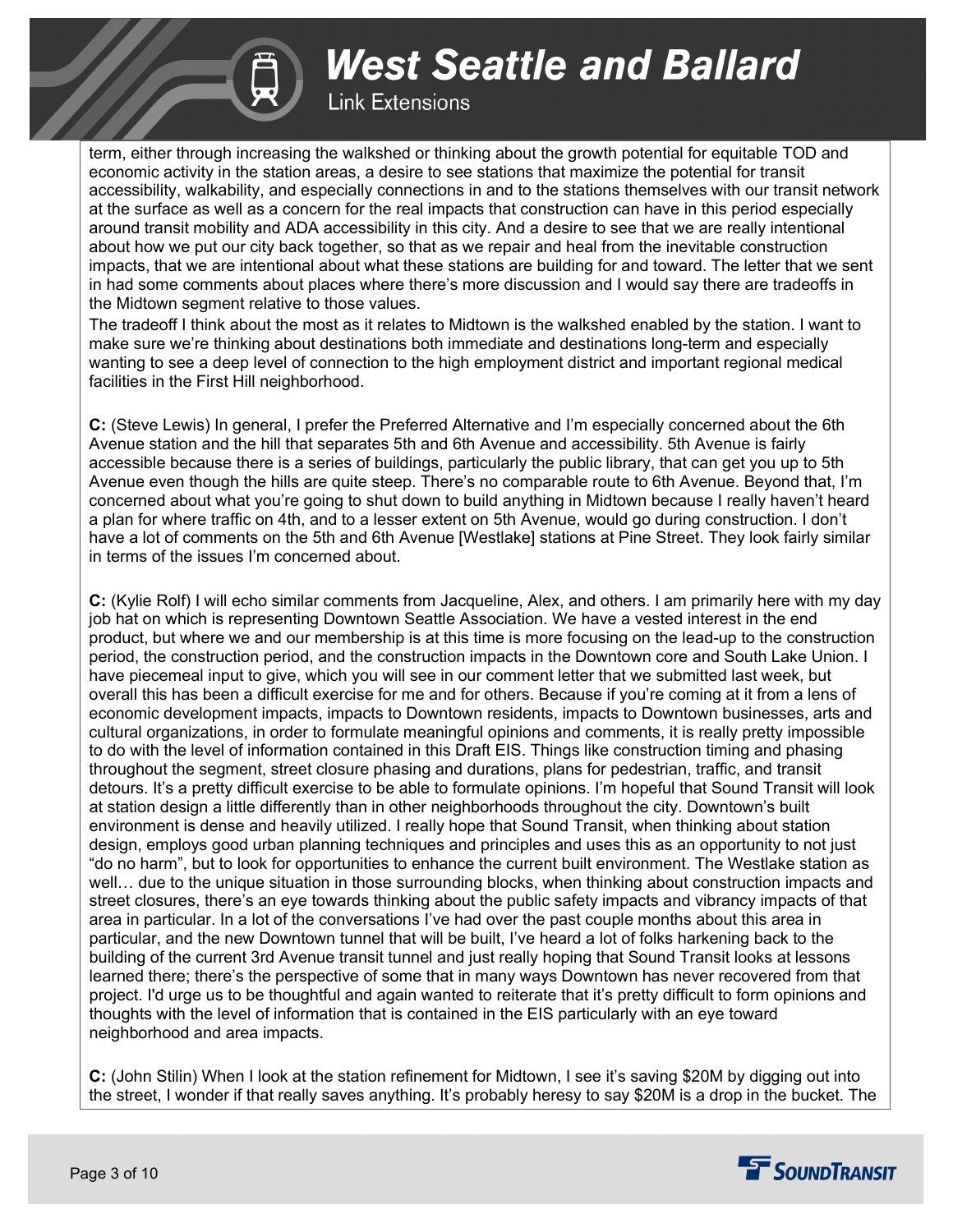term, either through increasing the walkshed or thinking about the growth potential for equitable TOD and economic activity in the station areas, a desire to see stations that maximize the potential for transit accessibility, walkability, and especially connections in and to the stations themselves with our transit network at the surface as well as a concern for the real impacts that construction can have in this period especially around transit mobility and ADA accessibility in this city. And a desire to see that we are really intentional about how we put our city back together, so that as we repair and heal from the inevitable construction impacts, that we are intentional about what these stations are building for and toward. The letter that we sent in had some comments about places where there's more discussion and I would say there are tradeoffs in the Midtown segment relative to those values.

The tradeoff I think about the most as it relates to Midtown is the walkshed enabled by the station. I want to make sure we're thinking about destinations both immediate and destinations long-term and especially wanting to see a deep level of connection to the high employment district and important regional medical facilities in the First Hill neighborhood.

**C:** (Steve Lewis) In general, I prefer the Preferred Alternative and I'm especially concerned about the 6th Avenue station and the hill that separates 5th and 6th Avenue and accessibility. 5th Avenue is fairly accessible because there is a series of buildings, particularly the public library, that can get you up to 5th Avenue even though the hills are quite steep. There's no comparable route to 6th Avenue. Beyond that, I'm concerned about what you're going to shut down to build anything in Midtown because I really haven't heard a plan for where traffic on 4th, and to a lesser extent on 5th Avenue, would go during construction. I don't have a lot of comments on the 5th and 6th Avenue [Westlake] stations at Pine Street. They look fairly similar in terms of the issues I'm concerned about.

**C:** (Kylie Rolf) I will echo similar comments from Jacqueline, Alex, and others. I am primarily here with my day job hat on which is representing Downtown Seattle Association. We have a vested interest in the end product, but where we and our membership is at this time is more focusing on the lead-up to the construction period, the construction period, and the construction impacts in the Downtown core and South Lake Union. I have piecemeal input to give, which you will see in our comment letter that we submitted last week, but overall this has been a difficult exercise for me and for others. Because if you're coming at it from a lens of economic development impacts, impacts to Downtown residents, impacts to Downtown businesses, arts and cultural organizations, in order to formulate meaningful opinions and comments, it is really pretty impossible to do with the level of information contained in this Draft EIS. Things like construction timing and phasing throughout the segment, street closure phasing and durations, plans for pedestrian, traffic, and transit detours. It's a pretty difficult exercise to be able to formulate opinions. I'm hopeful that Sound Transit will look at station design a little differently than in other neighborhoods throughout the city. Downtown's built environment is dense and heavily utilized. I really hope that Sound Transit, when thinking about station design, employs good urban planning techniques and principles and uses this as an opportunity to not just "do no harm", but to look for opportunities to enhance the current built environment. The Westlake station as well… due to the unique situation in those surrounding blocks, when thinking about construction impacts and street closures, there's an eye towards thinking about the public safety impacts and vibrancy impacts of that area in particular. In a lot of the conversations I've had over the past couple months about this area in particular, and the new Downtown tunnel that will be built, I've heard a lot of folks harkening back to the building of the current 3rd Avenue transit tunnel and just really hoping that Sound Transit looks at lessons learned there; there's the perspective of some that in many ways Downtown has never recovered from that project. I'd urge us to be thoughtful and again wanted to reiterate that it's pretty difficult to form opinions and thoughts with the level of information that is contained in the EIS particularly with an eye toward neighborhood and area impacts.

**C:** (John Stilin) When I look at the station refinement for Midtown, I see it's saving $20M by digging out into the street, I wonder if that really saves anything. It's probably heresy to say $20M is a drop in the bucket. The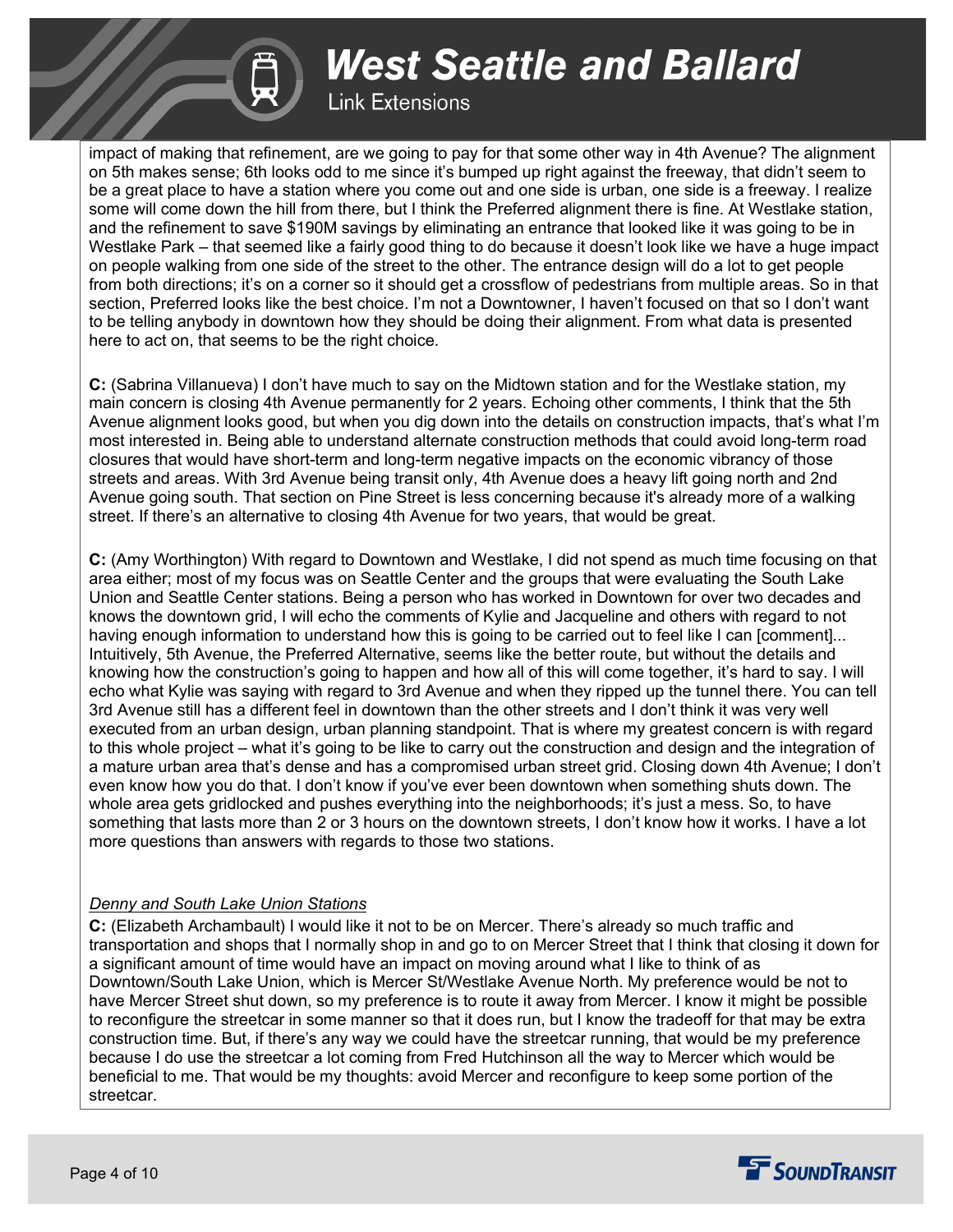impact of making that refinement, are we going to pay for that some other way in 4th Avenue? The alignment on 5th makes sense; 6th looks odd to me since it's bumped up right against the freeway, that didn't seem to be a great place to have a station where you come out and one side is urban, one side is a freeway. I realize some will come down the hill from there, but I think the Preferred alignment there is fine. At Westlake station, and the refinement to save $190M savings by eliminating an entrance that looked like it was going to be in Westlake Park – that seemed like a fairly good thing to do because it doesn't look like we have a huge impact on people walking from one side of the street to the other. The entrance design will do a lot to get people from both directions; it's on a corner so it should get a crossflow of pedestrians from multiple areas. So in that section, Preferred looks like the best choice. I'm not a Downtowner, I haven't focused on that so I don't want to be telling anybody in downtown how they should be doing their alignment. From what data is presented here to act on, that seems to be the right choice.

**C:** (Sabrina Villanueva) I don't have much to say on the Midtown station and for the Westlake station, my main concern is closing 4th Avenue permanently for 2 years. Echoing other comments, I think that the 5th Avenue alignment looks good, but when you dig down into the details on construction impacts, that's what I'm most interested in. Being able to understand alternate construction methods that could avoid long-term road closures that would have short-term and long-term negative impacts on the economic vibrancy of those streets and areas. With 3rd Avenue being transit only, 4th Avenue does a heavy lift going north and 2nd Avenue going south. That section on Pine Street is less concerning because it's already more of a walking street. If there's an alternative to closing 4th Avenue for two years, that would be great.

**C:** (Amy Worthington) With regard to Downtown and Westlake, I did not spend as much time focusing on that area either; most of my focus was on Seattle Center and the groups that were evaluating the South Lake Union and Seattle Center stations. Being a person who has worked in Downtown for over two decades and knows the downtown grid, I will echo the comments of Kylie and Jacqueline and others with regard to not having enough information to understand how this is going to be carried out to feel like I can [comment]... Intuitively, 5th Avenue, the Preferred Alternative, seems like the better route, but without the details and knowing how the construction's going to happen and how all of this will come together, it's hard to say. I will echo what Kylie was saying with regard to 3rd Avenue and when they ripped up the tunnel there. You can tell 3rd Avenue still has a different feel in downtown than the other streets and I don't think it was very well executed from an urban design, urban planning standpoint. That is where my greatest concern is with regard to this whole project – what it's going to be like to carry out the construction and design and the integration of a mature urban area that's dense and has a compromised urban street grid. Closing down 4th Avenue; I don't even know how you do that. I don't know if you've ever been downtown when something shuts down. The whole area gets gridlocked and pushes everything into the neighborhoods; it's just a mess. So, to have something that lasts more than 2 or 3 hours on the downtown streets, I don't know how it works. I have a lot more questions than answers with regards to those two stations.

*Denny and South Lake Union Stations*

**C:** (Elizabeth Archambault) I would like it not to be on Mercer. There's already so much traffic and transportation and shops that I normally shop in and go to on Mercer Street that I think that closing it down for a significant amount of time would have an impact on moving around what I like to think of as Downtown/South Lake Union, which is Mercer St/Westlake Avenue North. My preference would be not to have Mercer Street shut down, so my preference is to route it away from Mercer. I know it might be possible to reconfigure the streetcar in some manner so that it does run, but I know the tradeoff for that may be extra construction time. But, if there's any way we could have the streetcar running, that would be my preference because I do use the streetcar a lot coming from Fred Hutchinson all the way to Mercer which would be beneficial to me. That would be my thoughts: avoid Mercer and reconfigure to keep some portion of the streetcar.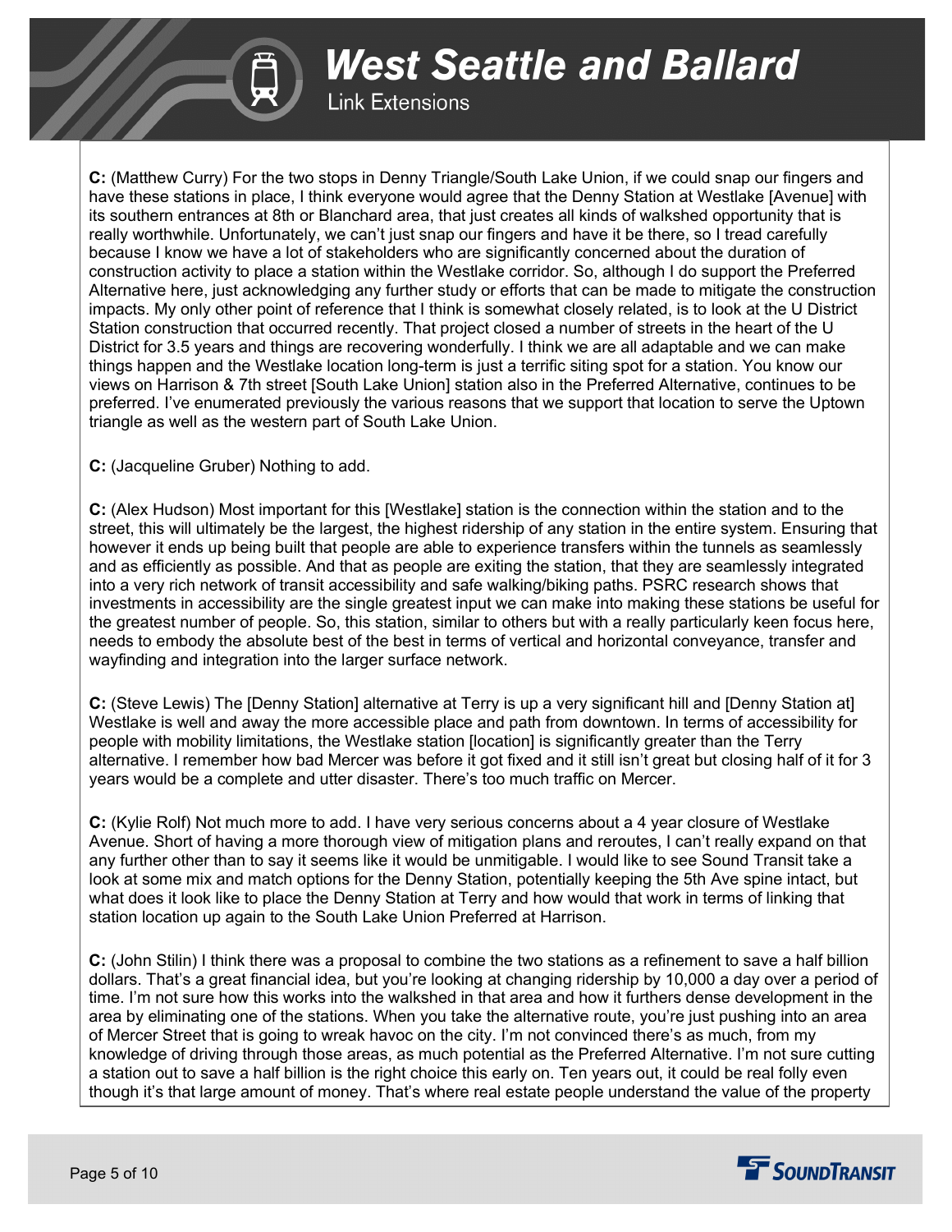**C:** (Matthew Curry) For the two stops in Denny Triangle/South Lake Union, if we could snap our fingers and have these stations in place, I think everyone would agree that the Denny Station at Westlake [Avenue] with its southern entrances at 8th or Blanchard area, that just creates all kinds of walkshed opportunity that is really worthwhile. Unfortunately, we can't just snap our fingers and have it be there, so I tread carefully because I know we have a lot of stakeholders who are significantly concerned about the duration of construction activity to place a station within the Westlake corridor. So, although I do support the Preferred Alternative here, just acknowledging any further study or efforts that can be made to mitigate the construction impacts. My only other point of reference that I think is somewhat closely related, is to look at the U District Station construction that occurred recently. That project closed a number of streets in the heart of the U District for 3.5 years and things are recovering wonderfully. I think we are all adaptable and we can make things happen and the Westlake location long-term is just a terrific siting spot for a station. You know our views on Harrison & 7th street [South Lake Union] station also in the Preferred Alternative, continues to be preferred. I've enumerated previously the various reasons that we support that location to serve the Uptown triangle as well as the western part of South Lake Union.

**C:** (Jacqueline Gruber) Nothing to add.

**C:** (Alex Hudson) Most important for this [Westlake] station is the connection within the station and to the street, this will ultimately be the largest, the highest ridership of any station in the entire system. Ensuring that however it ends up being built that people are able to experience transfers within the tunnels as seamlessly and as efficiently as possible. And that as people are exiting the station, that they are seamlessly integrated into a very rich network of transit accessibility and safe walking/biking paths. PSRC research shows that investments in accessibility are the single greatest input we can make into making these stations be useful for the greatest number of people. So, this station, similar to others but with a really particularly keen focus here, needs to embody the absolute best of the best in terms of vertical and horizontal conveyance, transfer and wayfinding and integration into the larger surface network.

**C:** (Steve Lewis) The [Denny Station] alternative at Terry is up a very significant hill and [Denny Station at] Westlake is well and away the more accessible place and path from downtown. In terms of accessibility for people with mobility limitations, the Westlake station [location] is significantly greater than the Terry alternative. I remember how bad Mercer was before it got fixed and it still isn't great but closing half of it for 3 years would be a complete and utter disaster. There's too much traffic on Mercer.

**C:** (Kylie Rolf) Not much more to add. I have very serious concerns about a 4 year closure of Westlake Avenue. Short of having a more thorough view of mitigation plans and reroutes, I can't really expand on that any further other than to say it seems like it would be unmitigable. I would like to see Sound Transit take a look at some mix and match options for the Denny Station, potentially keeping the 5th Ave spine intact, but what does it look like to place the Denny Station at Terry and how would that work in terms of linking that station location up again to the South Lake Union Preferred at Harrison.

**C:** (John Stilin) I think there was a proposal to combine the two stations as a refinement to save a half billion dollars. That's a great financial idea, but you're looking at changing ridership by 10,000 a day over a period of time. I'm not sure how this works into the walkshed in that area and how it furthers dense development in the area by eliminating one of the stations. When you take the alternative route, you're just pushing into an area of Mercer Street that is going to wreak havoc on the city. I'm not convinced there's as much, from my knowledge of driving through those areas, as much potential as the Preferred Alternative. I'm not sure cutting a station out to save a half billion is the right choice this early on. Ten years out, it could be real folly even though it's that large amount of money. That's where real estate people understand the value of the property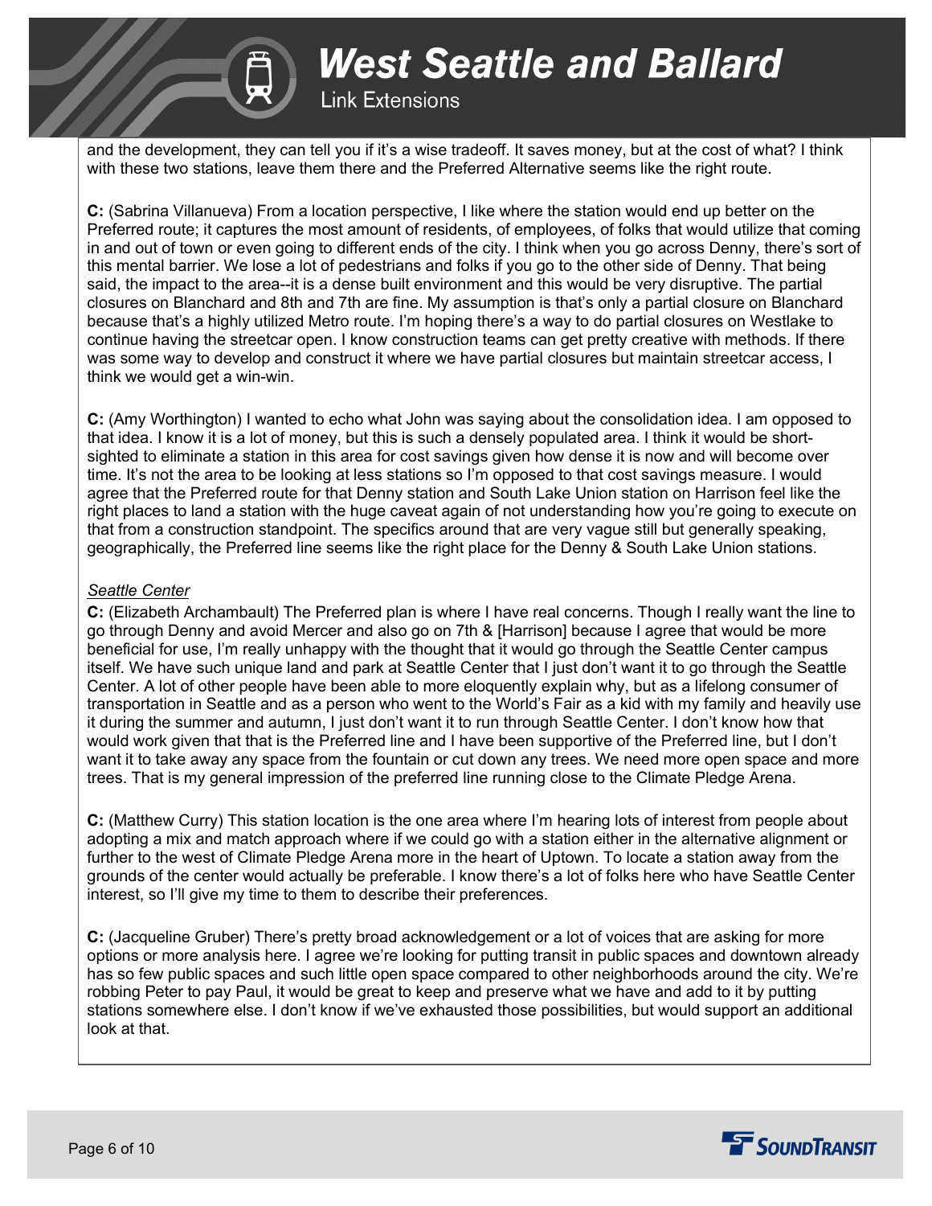and the development, they can tell you if it's a wise tradeoff. It saves money, but at the cost of what? I think with these two stations, leave them there and the Preferred Alternative seems like the right route.

**C:** (Sabrina Villanueva) From a location perspective, I like where the station would end up better on the Preferred route; it captures the most amount of residents, of employees, of folks that would utilize that coming in and out of town or even going to different ends of the city. I think when you go across Denny, there's sort of this mental barrier. We lose a lot of pedestrians and folks if you go to the other side of Denny. That being said, the impact to the area--it is a dense built environment and this would be very disruptive. The partial closures on Blanchard and 8th and 7th are fine. My assumption is that's only a partial closure on Blanchard because that's a highly utilized Metro route. I'm hoping there's a way to do partial closures on Westlake to continue having the streetcar open. I know construction teams can get pretty creative with methods. If there was some way to develop and construct it where we have partial closures but maintain streetcar access, I think we would get a win-win.

**C:** (Amy Worthington) I wanted to echo what John was saying about the consolidation idea. I am opposed to that idea. I know it is a lot of money, but this is such a densely populated area. I think it would be short-sighted to eliminate a station in this area for cost savings given how dense it is now and will become over time. It's not the area to be looking at less stations so I'm opposed to that cost savings measure. I would agree that the Preferred route for that Denny station and South Lake Union station on Harrison feel like the right places to land a station with the huge caveat again of not understanding how you're going to execute on that from a construction standpoint. The specifics around that are very vague still but generally speaking, geographically, the Preferred line seems like the right place for the Denny & South Lake Union stations.

*Seattle Center*

**C:** (Elizabeth Archambault) The Preferred plan is where I have real concerns. Though I really want the line to go through Denny and avoid Mercer and also go on 7th & [Harrison] because I agree that would be more beneficial for use, I'm really unhappy with the thought that it would go through the Seattle Center campus itself. We have such unique land and park at Seattle Center that I just don't want it to go through the Seattle Center. A lot of other people have been able to more eloquently explain why, but as a lifelong consumer of transportation in Seattle and as a person who went to the World's Fair as a kid with my family and heavily use it during the summer and autumn, I just don't want it to run through Seattle Center. I don't know how that would work given that that is the Preferred line and I have been supportive of the Preferred line, but I don't want it to take away any space from the fountain or cut down any trees. We need more open space and more trees. That is my general impression of the preferred line running close to the Climate Pledge Arena.

**C:** (Matthew Curry) This station location is the one area where I'm hearing lots of interest from people about adopting a mix and match approach where if we could go with a station either in the alternative alignment or further to the west of Climate Pledge Arena more in the heart of Uptown. To locate a station away from the grounds of the center would actually be preferable. I know there's a lot of folks here who have Seattle Center interest, so I'll give my time to them to describe their preferences.

**C:** (Jacqueline Gruber) There's pretty broad acknowledgement or a lot of voices that are asking for more options or more analysis here. I agree we're looking for putting transit in public spaces and downtown already has so few public spaces and such little open space compared to other neighborhoods around the city. We're robbing Peter to pay Paul, it would be great to keep and preserve what we have and add to it by putting stations somewhere else. I don't know if we've exhausted those possibilities, but would support an additional look at that.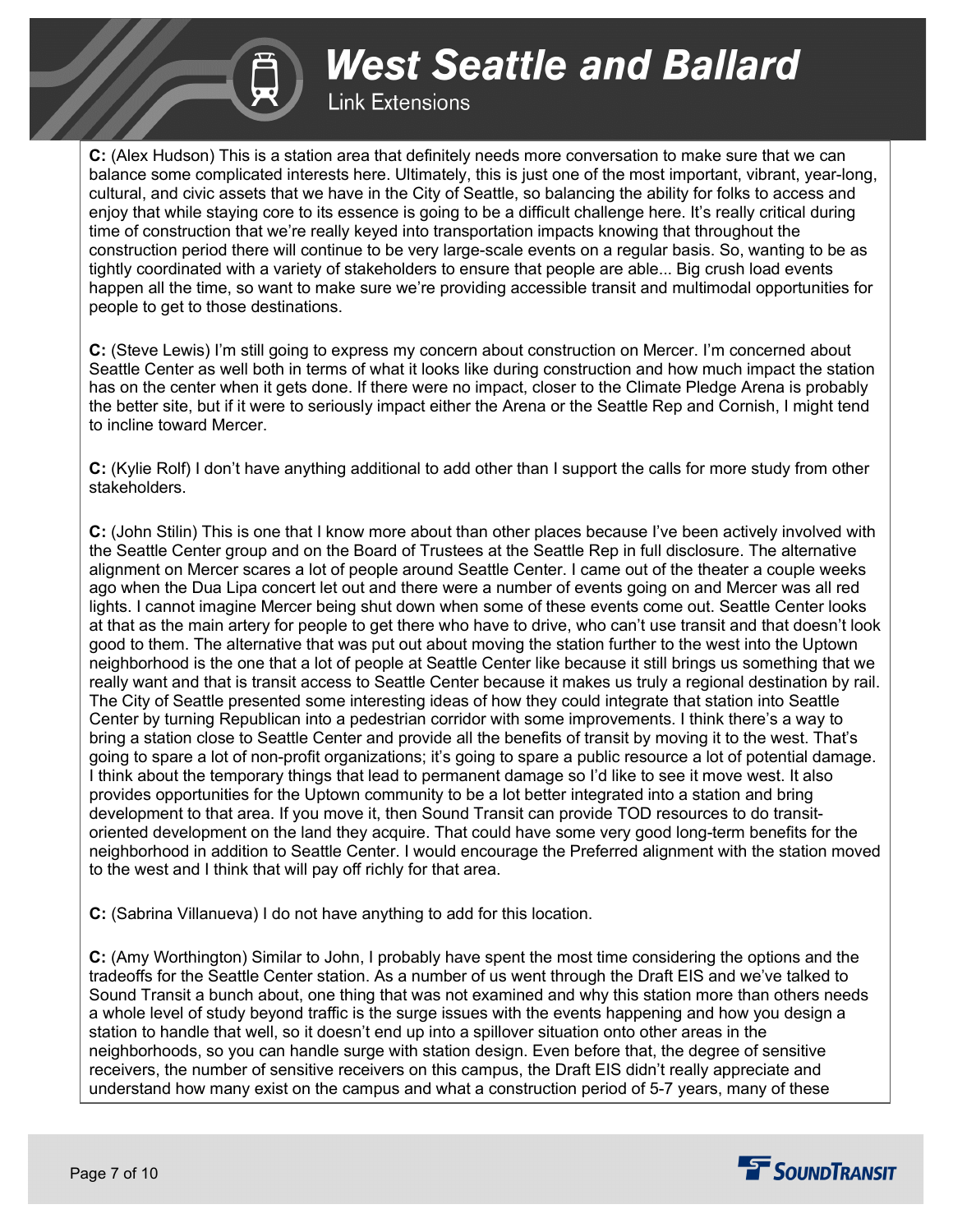**C:** (Alex Hudson) This is a station area that definitely needs more conversation to make sure that we can balance some complicated interests here. Ultimately, this is just one of the most important, vibrant, year-long, cultural, and civic assets that we have in the City of Seattle, so balancing the ability for folks to access and enjoy that while staying core to its essence is going to be a difficult challenge here. It's really critical during time of construction that we're really keyed into transportation impacts knowing that throughout the construction period there will continue to be very large-scale events on a regular basis. So, wanting to be as tightly coordinated with a variety of stakeholders to ensure that people are able... Big crush load events happen all the time, so want to make sure we're providing accessible transit and multimodal opportunities for people to get to those destinations.

**C:** (Steve Lewis) I'm still going to express my concern about construction on Mercer. I'm concerned about Seattle Center as well both in terms of what it looks like during construction and how much impact the station has on the center when it gets done. If there were no impact, closer to the Climate Pledge Arena is probably the better site, but if it were to seriously impact either the Arena or the Seattle Rep and Cornish, I might tend to incline toward Mercer.

**C:** (Kylie Rolf) I don't have anything additional to add other than I support the calls for more study from other stakeholders.

**C:** (John Stilin) This is one that I know more about than other places because I've been actively involved with the Seattle Center group and on the Board of Trustees at the Seattle Rep in full disclosure. The alternative alignment on Mercer scares a lot of people around Seattle Center. I came out of the theater a couple weeks ago when the Dua Lipa concert let out and there were a number of events going on and Mercer was all red lights. I cannot imagine Mercer being shut down when some of these events come out. Seattle Center looks at that as the main artery for people to get there who have to drive, who can't use transit and that doesn't look good to them. The alternative that was put out about moving the station further to the west into the Uptown neighborhood is the one that a lot of people at Seattle Center like because it still brings us something that we really want and that is transit access to Seattle Center because it makes us truly a regional destination by rail. The City of Seattle presented some interesting ideas of how they could integrate that station into Seattle Center by turning Republican into a pedestrian corridor with some improvements. I think there's a way to bring a station close to Seattle Center and provide all the benefits of transit by moving it to the west. That's going to spare a lot of non-profit organizations; it's going to spare a public resource a lot of potential damage. I think about the temporary things that lead to permanent damage so I'd like to see it move west. It also provides opportunities for the Uptown community to be a lot better integrated into a station and bring development to that area. If you move it, then Sound Transit can provide TOD resources to do transit-oriented development on the land they acquire. That could have some very good long-term benefits for the neighborhood in addition to Seattle Center. I would encourage the Preferred alignment with the station moved to the west and I think that will pay off richly for that area.

**C:** (Sabrina Villanueva) I do not have anything to add for this location.

**C:** (Amy Worthington) Similar to John, I probably have spent the most time considering the options and the tradeoffs for the Seattle Center station. As a number of us went through the Draft EIS and we've talked to Sound Transit a bunch about, one thing that was not examined and why this station more than others needs a whole level of study beyond traffic is the surge issues with the events happening and how you design a station to handle that well, so it doesn't end up into a spillover situation onto other areas in the neighborhoods, so you can handle surge with station design. Even before that, the degree of sensitive receivers, the number of sensitive receivers on this campus, the Draft EIS didn't really appreciate and understand how many exist on the campus and what a construction period of 5-7 years, many of these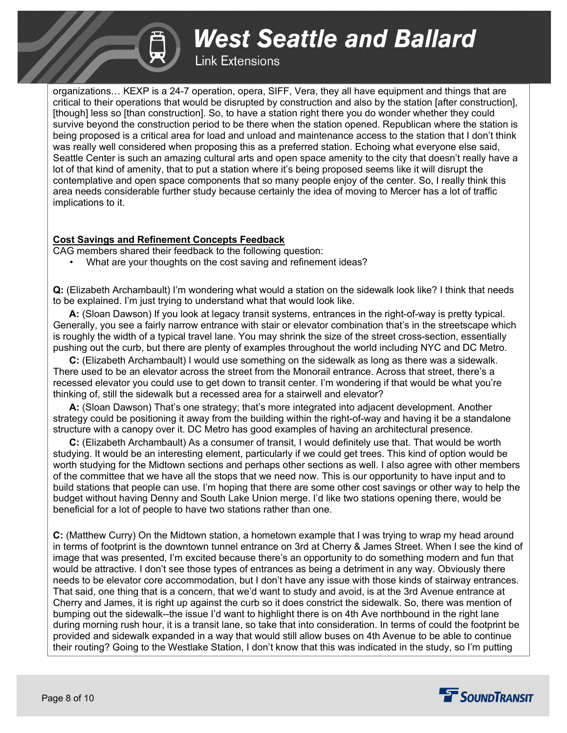organizations… KEXP is a 24-7 operation, opera, SIFF, Vera, they all have equipment and things that are critical to their operations that would be disrupted by construction and also by the station [after construction], [though] less so [than construction]. So, to have a station right there you do wonder whether they could survive beyond the construction period to be there when the station opened. Republican where the station is being proposed is a critical area for load and unload and maintenance access to the station that I don't think was really well considered when proposing this as a preferred station. Echoing what everyone else said, Seattle Center is such an amazing cultural arts and open space amenity to the city that doesn't really have a lot of that kind of amenity, that to put a station where it's being proposed seems like it will disrupt the contemplative and open space components that so many people enjoy of the center. So, I really think this area needs considerable further study because certainly the idea of moving to Mercer has a lot of traffic implications to it.

**Cost Savings and Refinement Concepts Feedback**

CAG members shared their feedback to the following question:

- What are your thoughts on the cost saving and refinement ideas?

**Q:** (Elizabeth Archambault) I'm wondering what would a station on the sidewalk look like? I think that needs to be explained. I'm just trying to understand what that would look like.

**A:** (Sloan Dawson) If you look at legacy transit systems, entrances in the right-of-way is pretty typical. Generally, you see a fairly narrow entrance with stair or elevator combination that's in the streetscape which is roughly the width of a typical travel lane. You may shrink the size of the street cross-section, essentially pushing out the curb, but there are plenty of examples throughout the world including NYC and DC Metro.

**C:** (Elizabeth Archambault) I would use something on the sidewalk as long as there was a sidewalk. There used to be an elevator across the street from the Monorail entrance. Across that street, there's a recessed elevator you could use to get down to transit center. I'm wondering if that would be what you're thinking of, still the sidewalk but a recessed area for a stairwell and elevator?

**A:** (Sloan Dawson) That's one strategy; that's more integrated into adjacent development. Another strategy could be positioning it away from the building within the right-of-way and having it be a standalone structure with a canopy over it. DC Metro has good examples of having an architectural presence.

**C:** (Elizabeth Archambault) As a consumer of transit, I would definitely use that. That would be worth studying. It would be an interesting element, particularly if we could get trees. This kind of option would be worth studying for the Midtown sections and perhaps other sections as well. I also agree with other members of the committee that we have all the stops that we need now. This is our opportunity to have input and to build stations that people can use. I'm hoping that there are some other cost savings or other way to help the budget without having Denny and South Lake Union merge. I'd like two stations opening there, would be beneficial for a lot of people to have two stations rather than one.

**C:** (Matthew Curry) On the Midtown station, a hometown example that I was trying to wrap my head around in terms of footprint is the downtown tunnel entrance on 3rd at Cherry & James Street. When I see the kind of image that was presented, I'm excited because there's an opportunity to do something modern and fun that would be attractive. I don't see those types of entrances as being a detriment in any way. Obviously there needs to be elevator core accommodation, but I don't have any issue with those kinds of stairway entrances. That said, one thing that is a concern, that we'd want to study and avoid, is at the 3rd Avenue entrance at Cherry and James, it is right up against the curb so it does constrict the sidewalk. So, there was mention of bumping out the sidewalk--the issue I'd want to highlight there is on 4th Ave northbound in the right lane during morning rush hour, it is a transit lane, so take that into consideration. In terms of could the footprint be provided and sidewalk expanded in a way that would still allow buses on 4th Avenue to be able to continue their routing? Going to the Westlake Station, I don't know that this was indicated in the study, so I'm putting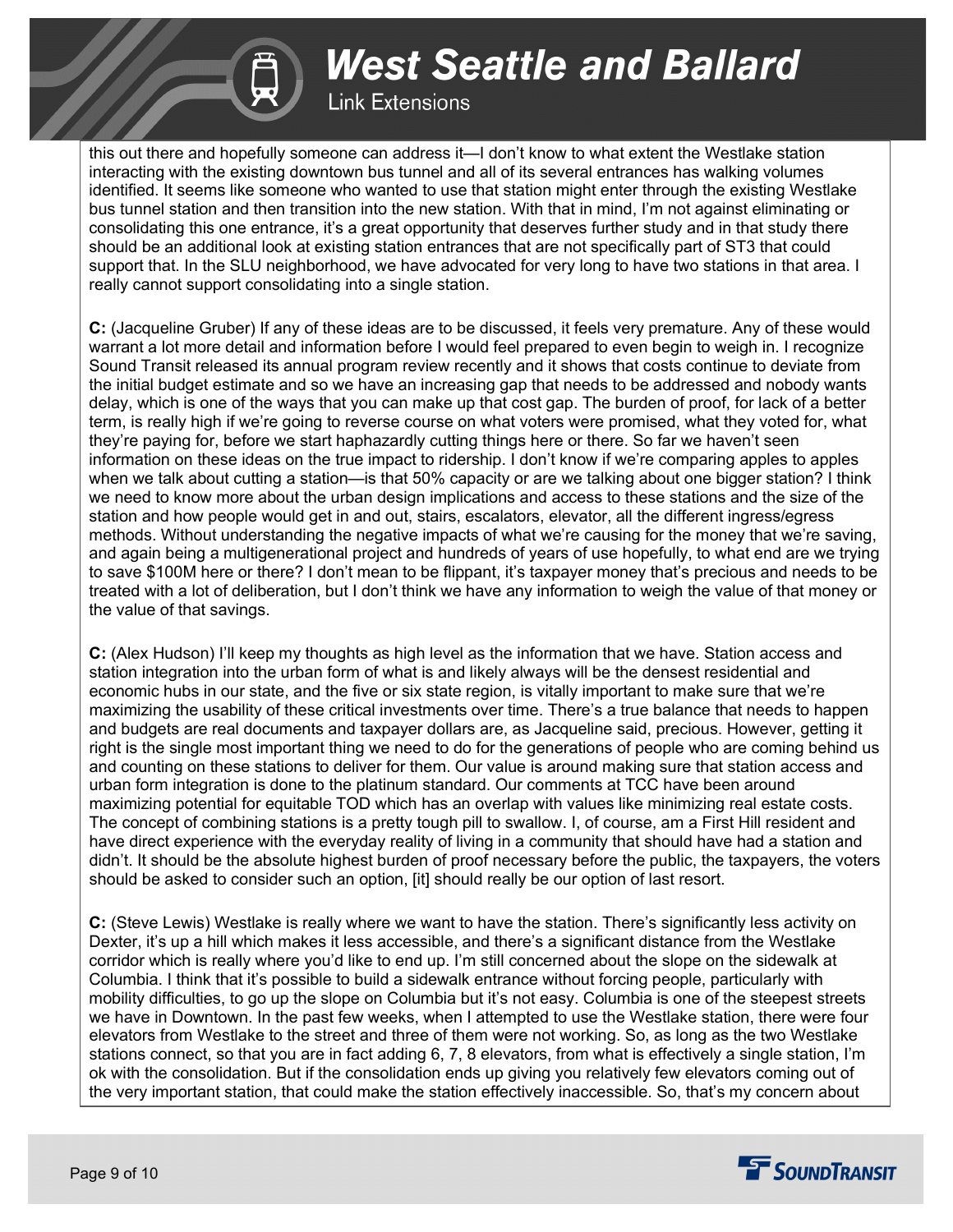this out there and hopefully someone can address it—I don't know to what extent the Westlake station interacting with the existing downtown bus tunnel and all of its several entrances has walking volumes identified. It seems like someone who wanted to use that station might enter through the existing Westlake bus tunnel station and then transition into the new station. With that in mind, I'm not against eliminating or consolidating this one entrance, it's a great opportunity that deserves further study and in that study there should be an additional look at existing station entrances that are not specifically part of ST3 that could support that. In the SLU neighborhood, we have advocated for very long to have two stations in that area. I really cannot support consolidating into a single station.

**C:** (Jacqueline Gruber) If any of these ideas are to be discussed, it feels very premature. Any of these would warrant a lot more detail and information before I would feel prepared to even begin to weigh in. I recognize Sound Transit released its annual program review recently and it shows that costs continue to deviate from the initial budget estimate and so we have an increasing gap that needs to be addressed and nobody wants delay, which is one of the ways that you can make up that cost gap. The burden of proof, for lack of a better term, is really high if we're going to reverse course on what voters were promised, what they voted for, what they're paying for, before we start haphazardly cutting things here or there. So far we haven't seen information on these ideas on the true impact to ridership. I don't know if we're comparing apples to apples when we talk about cutting a station—is that 50% capacity or are we talking about one bigger station? I think we need to know more about the urban design implications and access to these stations and the size of the station and how people would get in and out, stairs, escalators, elevator, all the different ingress/egress methods. Without understanding the negative impacts of what we're causing for the money that we're saving, and again being a multigenerational project and hundreds of years of use hopefully, to what end are we trying to save $100M here or there? I don't mean to be flippant, it's taxpayer money that's precious and needs to be treated with a lot of deliberation, but I don't think we have any information to weigh the value of that money or the value of that savings.

**C:** (Alex Hudson) I'll keep my thoughts as high level as the information that we have. Station access and station integration into the urban form of what is and likely always will be the densest residential and economic hubs in our state, and the five or six state region, is vitally important to make sure that we're maximizing the usability of these critical investments over time. There's a true balance that needs to happen and budgets are real documents and taxpayer dollars are, as Jacqueline said, precious. However, getting it right is the single most important thing we need to do for the generations of people who are coming behind us and counting on these stations to deliver for them. Our value is around making sure that station access and urban form integration is done to the platinum standard. Our comments at TCC have been around maximizing potential for equitable TOD which has an overlap with values like minimizing real estate costs. The concept of combining stations is a pretty tough pill to swallow. I, of course, am a First Hill resident and have direct experience with the everyday reality of living in a community that should have had a station and didn't. It should be the absolute highest burden of proof necessary before the public, the taxpayers, the voters should be asked to consider such an option, [it] should really be our option of last resort.

**C:** (Steve Lewis) Westlake is really where we want to have the station. There's significantly less activity on Dexter, it's up a hill which makes it less accessible, and there's a significant distance from the Westlake corridor which is really where you'd like to end up. I'm still concerned about the slope on the sidewalk at Columbia. I think that it's possible to build a sidewalk entrance without forcing people, particularly with mobility difficulties, to go up the slope on Columbia but it's not easy. Columbia is one of the steepest streets we have in Downtown. In the past few weeks, when I attempted to use the Westlake station, there were four elevators from Westlake to the street and three of them were not working. So, as long as the two Westlake stations connect, so that you are in fact adding 6, 7, 8 elevators, from what is effectively a single station, I'm ok with the consolidation. But if the consolidation ends up giving you relatively few elevators coming out of the very important station, that could make the station effectively inaccessible. So, that's my concern about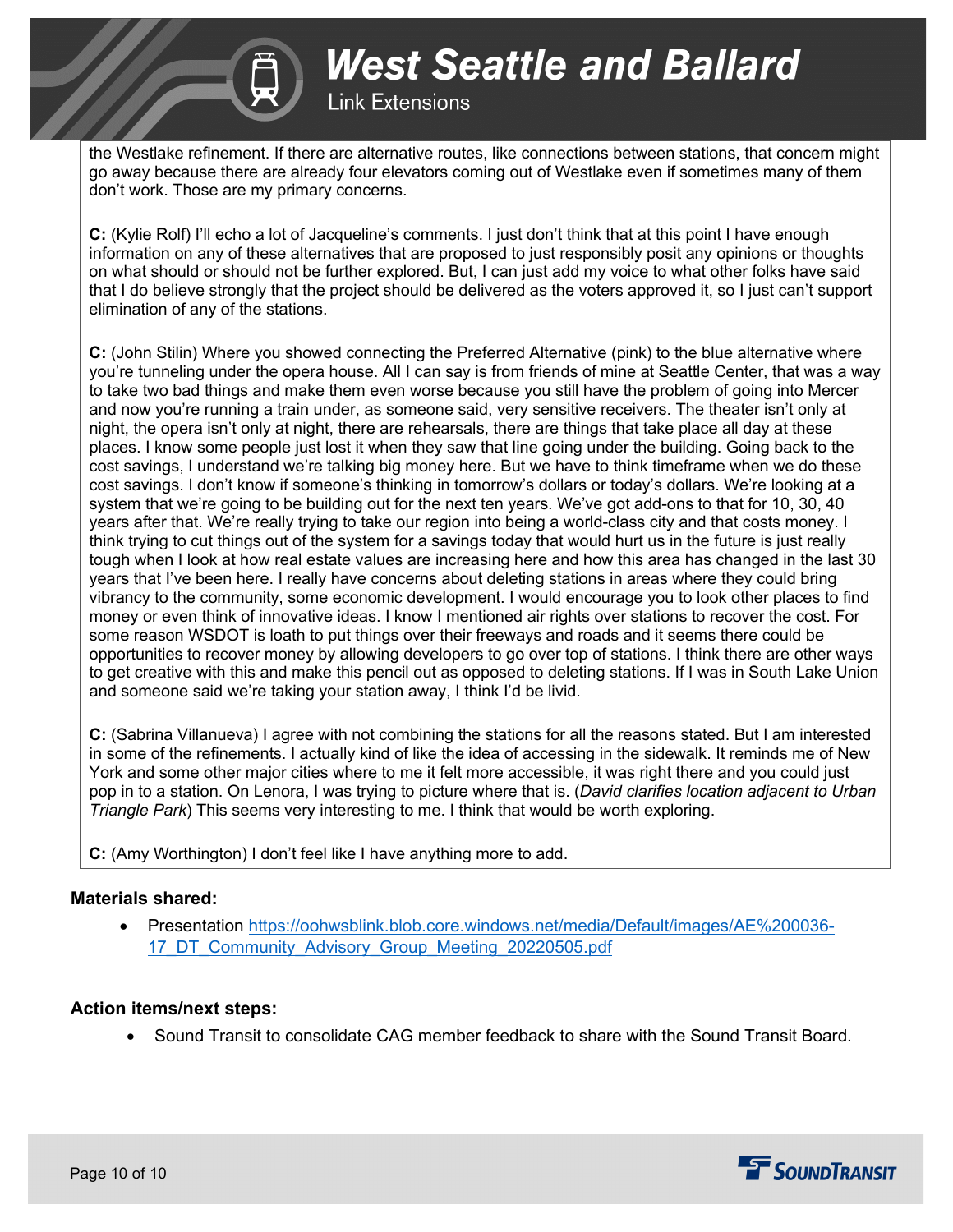the Westlake refinement. If there are alternative routes, like connections between stations, that concern might go away because there are already four elevators coming out of Westlake even if sometimes many of them don't work. Those are my primary concerns.

**C:** (Kylie Rolf) I'll echo a lot of Jacqueline's comments. I just don't think that at this point I have enough information on any of these alternatives that are proposed to just responsibly posit any opinions or thoughts on what should or should not be further explored. But, I can just add my voice to what other folks have said that I do believe strongly that the project should be delivered as the voters approved it, so I just can't support elimination of any of the stations.

**C:** (John Stilin) Where you showed connecting the Preferred Alternative (pink) to the blue alternative where you're tunneling under the opera house. All I can say is from friends of mine at Seattle Center, that was a way to take two bad things and make them even worse because you still have the problem of going into Mercer and now you're running a train under, as someone said, very sensitive receivers. The theater isn't only at night, the opera isn't only at night, there are rehearsals, there are things that take place all day at these places. I know some people just lost it when they saw that line going under the building. Going back to the cost savings, I understand we're talking big money here. But we have to think timeframe when we do these cost savings. I don't know if someone's thinking in tomorrow's dollars or today's dollars. We're looking at a system that we're going to be building out for the next ten years. We've got add-ons to that for 10, 30, 40 years after that. We're really trying to take our region into being a world-class city and that costs money. I think trying to cut things out of the system for a savings today that would hurt us in the future is just really tough when I look at how real estate values are increasing here and how this area has changed in the last 30 years that I've been here. I really have concerns about deleting stations in areas where they could bring vibrancy to the community, some economic development. I would encourage you to look other places to find money or even think of innovative ideas. I know I mentioned air rights over stations to recover the cost. For some reason WSDOT is loath to put things over their freeways and roads and it seems there could be opportunities to recover money by allowing developers to go over top of stations. I think there are other ways to get creative with this and make this pencil out as opposed to deleting stations. If I was in South Lake Union and someone said we're taking your station away, I think I'd be livid.

**C:** (Sabrina Villanueva) I agree with not combining the stations for all the reasons stated. But I am interested in some of the refinements. I actually kind of like the idea of accessing in the sidewalk. It reminds me of New York and some other major cities where to me it felt more accessible, it was right there and you could just pop in to a station. On Lenora, I was trying to picture where that is. (*David clarifies location adjacent to Urban Triangle Park*) This seems very interesting to me. I think that would be worth exploring.

**C:** (Amy Worthington) I don't feel like I have anything more to add.

### Materials shared:

- Presentation https://oohwsblink.blob.core.windows.net/media/Default/images/AE%200036-17_DT_Community_Advisory_Group_Meeting_20220505.pdf

### Action items/next steps:

- Sound Transit to consolidate CAG member feedback to share with the Sound Transit Board.